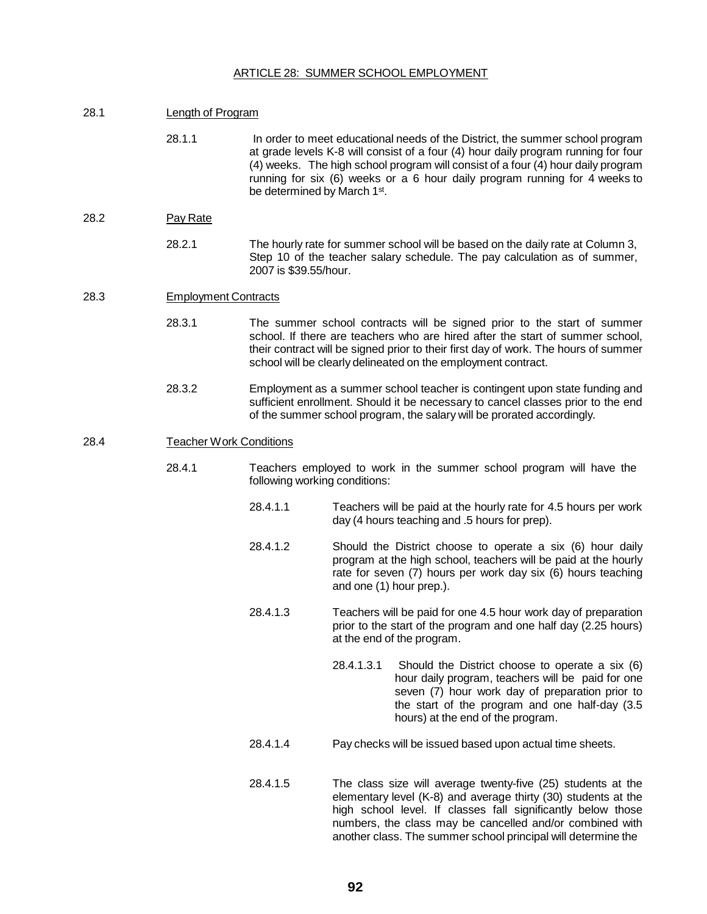# ARTICLE 28: SUMMER SCHOOL EMPLOYMENT

28.1 Length of Program

28.1.1 In order to meet educational needs of the District, the summer school program at grade levels K-8 will consist of a four (4) hour daily program running for four (4) weeks. The high school program will consist of a four (4) hour daily program running for six (6) weeks or a 6 hour daily program running for 4 weeks to be determined by March 1st.

28.2 Pay Rate

28.2.1 The hourly rate for summer school will be based on the daily rate at Column 3, Step 10 of the teacher salary schedule. The pay calculation as of summer, 2007 is $39.55/hour.

28.3 Employment Contracts

28.3.1 The summer school contracts will be signed prior to the start of summer school. If there are teachers who are hired after the start of summer school, their contract will be signed prior to their first day of work. The hours of summer school will be clearly delineated on the employment contract.

28.3.2 Employment as a summer school teacher is contingent upon state funding and sufficient enrollment. Should it be necessary to cancel classes prior to the end of the summer school program, the salary will be prorated accordingly.

28.4 Teacher Work Conditions

28.4.1 Teachers employed to work in the summer school program will have the following working conditions:

28.4.1.1 Teachers will be paid at the hourly rate for 4.5 hours per work day (4 hours teaching and .5 hours for prep).

28.4.1.2 Should the District choose to operate a six (6) hour daily program at the high school, teachers will be paid at the hourly rate for seven (7) hours per work day six (6) hours teaching and one (1) hour prep.).

28.4.1.3 Teachers will be paid for one 4.5 hour work day of preparation prior to the start of the program and one half day (2.25 hours) at the end of the program.

28.4.1.3.1 Should the District choose to operate a six (6) hour daily program, teachers will be paid for one seven (7) hour work day of preparation prior to the start of the program and one half-day (3.5 hours) at the end of the program.

28.4.1.4 Pay checks will be issued based upon actual time sheets.

28.4.1.5 The class size will average twenty-five (25) students at the elementary level (K-8) and average thirty (30) students at the high school level. If classes fall significantly below those numbers, the class may be cancelled and/or combined with another class. The summer school principal will determine the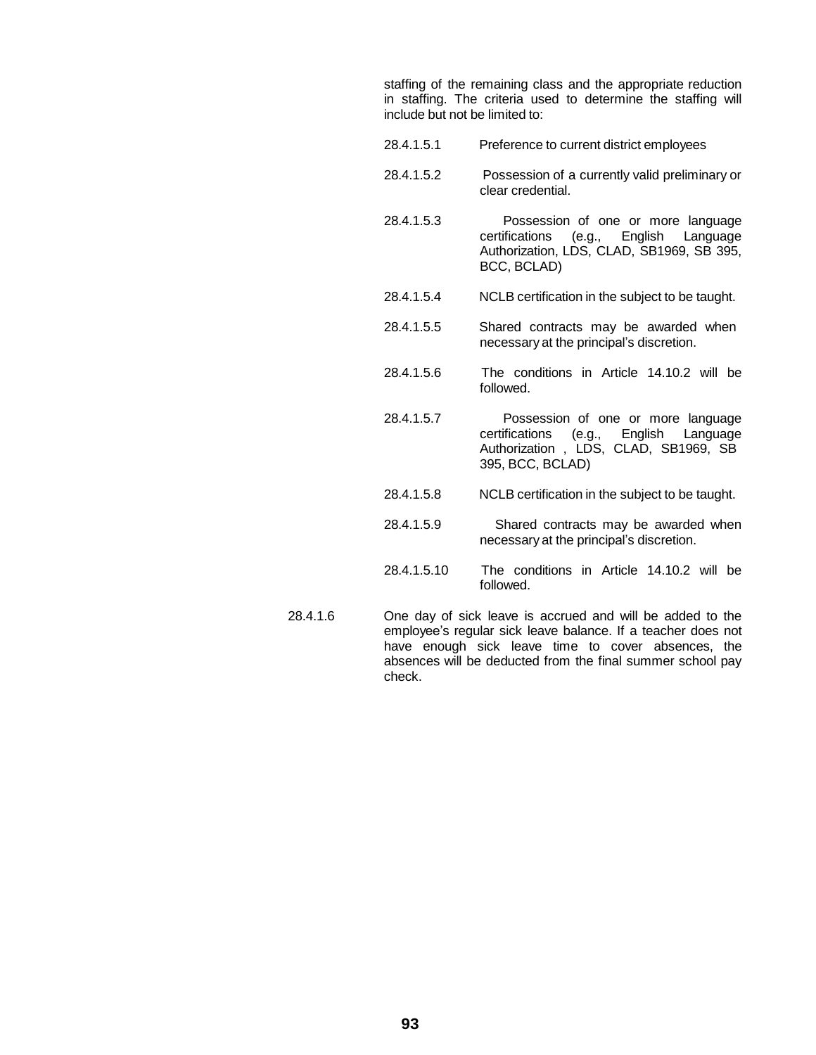staffing of the remaining class and the appropriate reduction in staffing. The criteria used to determine the staffing will include but not be limited to:

28.4.1.5.1 Preference to current district employees

28.4.1.5.2 Possession of a currently valid preliminary or clear credential.

28.4.1.5.3 Possession of one or more language certifications (e.g., English Language Authorization, LDS, CLAD, SB1969, SB 395, BCC, BCLAD)

28.4.1.5.4 NCLB certification in the subject to be taught.

28.4.1.5.5 Shared contracts may be awarded when necessary at the principal's discretion.

28.4.1.5.6 The conditions in Article 14.10.2 will be followed.

28.4.1.5.7 Possession of one or more language certifications (e.g., English Language Authorization , LDS, CLAD, SB1969, SB 395, BCC, BCLAD)

28.4.1.5.8 NCLB certification in the subject to be taught.

28.4.1.5.9 Shared contracts may be awarded when necessary at the principal's discretion.

28.4.1.5.10 The conditions in Article 14.10.2 will be followed.

28.4.1.6 One day of sick leave is accrued and will be added to the employee's regular sick leave balance. If a teacher does not have enough sick leave time to cover absences, the absences will be deducted from the final summer school pay check.